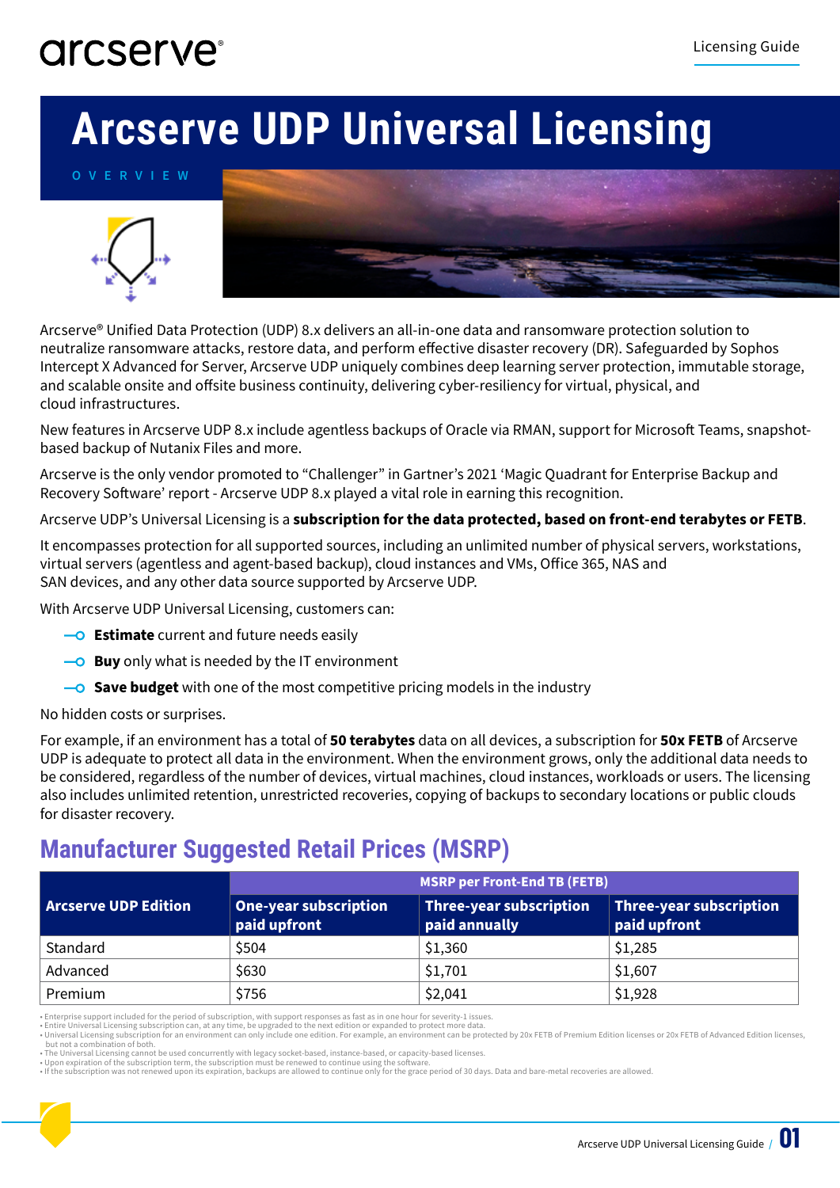# Arcserve UDP Universal Licensing

OVERVIEW

Arcserve® Unified Data Protection (UDP) 8.x delivers an all-in-one data and ransomware protection solution to neutralize ransomware attacks, restore data, and perform effective disaster recovery (DR). Safeguarded by Sophos Intercept X Advanced for Server, Arcserve UDP uniquely combines deep learning server protection, immutable storage, and scalable onsite and offsite business continuity, delivering cyber-resiliency for virtual, physical, and cloud infrastructures.

New features in Arcserve UDP 8.x include agentless backups of Oracle via RMAN, support for Microsoft Teams, snapshot-based backup of Nutanix Files and more.

Arcserve is the only vendor promoted to "Challenger" in Gartner's 2021 'Magic Quadrant for Enterprise Backup and Recovery Software' report - Arcserve UDP 8.x played a vital role in earning this recognition.

Arcserve UDP's Universal Licensing is a **subscription for the data protected, based on front-end terabytes or FETB**.

It encompasses protection for all supported sources, including an unlimited number of physical servers, workstations, virtual servers (agentless and agent-based backup), cloud instances and VMs, Office 365, NAS and SAN devices, and any other data source supported by Arcserve UDP.

With Arcserve UDP Universal Licensing, customers can:

- **Estimate** current and future needs easily
- **Buy** only what is needed by the IT environment
- **Save budget** with one of the most competitive pricing models in the industry

No hidden costs or surprises.

For example, if an environment has a total of **50 terabytes** data on all devices, a subscription for **50x FETB** of Arcserve UDP is adequate to protect all data in the environment. When the environment grows, only the additional data needs to be considered, regardless of the number of devices, virtual machines, cloud instances, workloads or users. The licensing also includes unlimited retention, unrestricted recoveries, copying of backups to secondary locations or public clouds for disaster recovery.

## Manufacturer Suggested Retail Prices (MSRP)

| Arcserve UDP Edition | MSRP per Front-End TB (FETB) | | |
|---|---|---|---|
| | One-year subscription paid upfront | Three-year subscription paid annually | Three-year subscription paid upfront |
| Standard | $504 | $1,360 | $1,285 |
| Advanced | $630 | $1,701 | $1,607 |
| Premium | $756 | $2,041 | $1,928 |

- Enterprise support included for the period of subscription, with support responses as fast as in one hour for severity-1 issues.
- Entire Universal Licensing subscription can, at any time, be upgraded to the next edition or expanded to protect more data.
- Universal Licensing subscription for an environment can only include one edition. For example, an environment can be protected by 20x FETB of Premium Edition licenses or 20x FETB of Advanced Edition licenses, but not a combination of both.
- The Universal Licensing cannot be used concurrently with legacy socket-based, instance-based, or capacity-based licenses.
- Upon expiration of the subscription term, the subscription must be renewed to continue using the software.
- If the subscription was not renewed upon its expiration, backups are allowed to continue only for the grace period of 30 days. Data and bare-metal recoveries are allowed.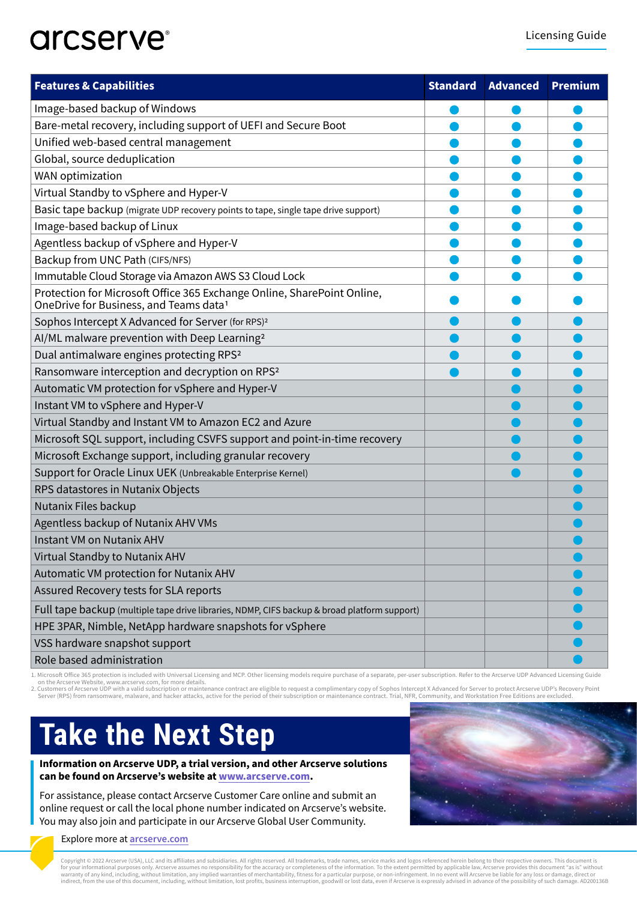| Features & Capabilities | Standard | Advanced | Premium |
|---|---|---|---|
| Image-based backup of Windows | ● | ● | ● |
| Bare-metal recovery, including support of UEFI and Secure Boot | ● | ● | ● |
| Unified web-based central management | ● | ● | ● |
| Global, source deduplication | ● | ● | ● |
| WAN optimization | ● | ● | ● |
| Virtual Standby to vSphere and Hyper-V | ● | ● | ● |
| Basic tape backup (migrate UDP recovery points to tape, single tape drive support) | ● | ● | ● |
| Image-based backup of Linux | ● | ● | ● |
| Agentless backup of vSphere and Hyper-V | ● | ● | ● |
| Backup from UNC Path (CIFS/NFS) | ● | ● | ● |
| Immutable Cloud Storage via Amazon AWS S3 Cloud Lock | ● | ● | ● |
| Protection for Microsoft Office 365 Exchange Online, SharePoint Online, OneDrive for Business, and Teams data[1] | ● | ● | ● |
| Sophos Intercept X Advanced for Server (for RPS)[2] | ● | ● | ● |
| AI/ML malware prevention with Deep Learning[2] | ● | ● | ● |
| Dual antimalware engines protecting RPS[2] | ● | ● | ● |
| Ransomware interception and decryption on RPS[2] | ● | ● | ● |
| Automatic VM protection for vSphere and Hyper-V | | ● | ● |
| Instant VM to vSphere and Hyper-V | | ● | ● |
| Virtual Standby and Instant VM to Amazon EC2 and Azure | | ● | ● |
| Microsoft SQL support, including CSVFS support and point-in-time recovery | | ● | ● |
| Microsoft Exchange support, including granular recovery | | ● | ● |
| Support for Oracle Linux UEK (Unbreakable Enterprise Kernel) | | ● | ● |
| RPS datastores in Nutanix Objects | | | ● |
| Nutanix Files backup | | | ● |
| Agentless backup of Nutanix AHV VMs | | | ● |
| Instant VM on Nutanix AHV | | | ● |
| Virtual Standby to Nutanix AHV | | | ● |
| Automatic VM protection for Nutanix AHV | | | ● |
| Assured Recovery tests for SLA reports | | | ● |
| Full tape backup (multiple tape drive libraries, NDMP, CIFS backup & broad platform support) | | | ● |
| HPE 3PAR, Nimble, NetApp hardware snapshots for vSphere | | | ● |
| VSS hardware snapshot support | | | ● |
| Role based administration | | | ● |

1. Microsoft Office 365 protection is included with Universal Licensing and MCP. Other licensing models require purchase of a separate, per-user subscription. Refer to the Arcserve UDP Advanced Licensing Guide on the Arcserve Website, www.arcserve.com, for more details.
2. Customers of Arcserve UDP with a valid subscription or maintenance contract are eligible to request a complimentary copy of Sophos Intercept X Advanced for Server to protect Arcserve UDP's Recovery Point Server (RPS) from ransomware, malware, and hacker attacks, active for the period of their subscription or maintenance contract. Trial, NFR, Community, and Workstation Free Editions are excluded.

# Take the Next Step

**Information on Arcserve UDP, a trial version, and other Arcserve solutions can be found on Arcserve's website at www.arcserve.com.**

For assistance, please contact Arcserve Customer Care online and submit an online request or call the local phone number indicated on Arcserve's website. You may also join and participate in our Arcserve Global User Community.

Explore more at arcserve.com

Copyright © 2022 Arcserve (USA), LLC and its affiliates and subsidiaries. All rights reserved. All trademarks, trade names, service marks and logos referenced herein belong to their respective owners. This document is for your informational purposes only. Arcserve assumes no responsibility for the accuracy or completeness of the information. To the extent permitted by applicable law, Arcserve provides this document "as is" without warranty of any kind, including, without limitation, any implied warranties of merchantability, fitness for a particular purpose, or non-infringement. In no event will Arcserve be liable for any loss or damage, direct or indirect, from the use of this document, including, without limitation, lost profits, business interruption, goodwill or lost data, even if Arcserve is expressly advised in advance of the possibility of such damage. AD200136B